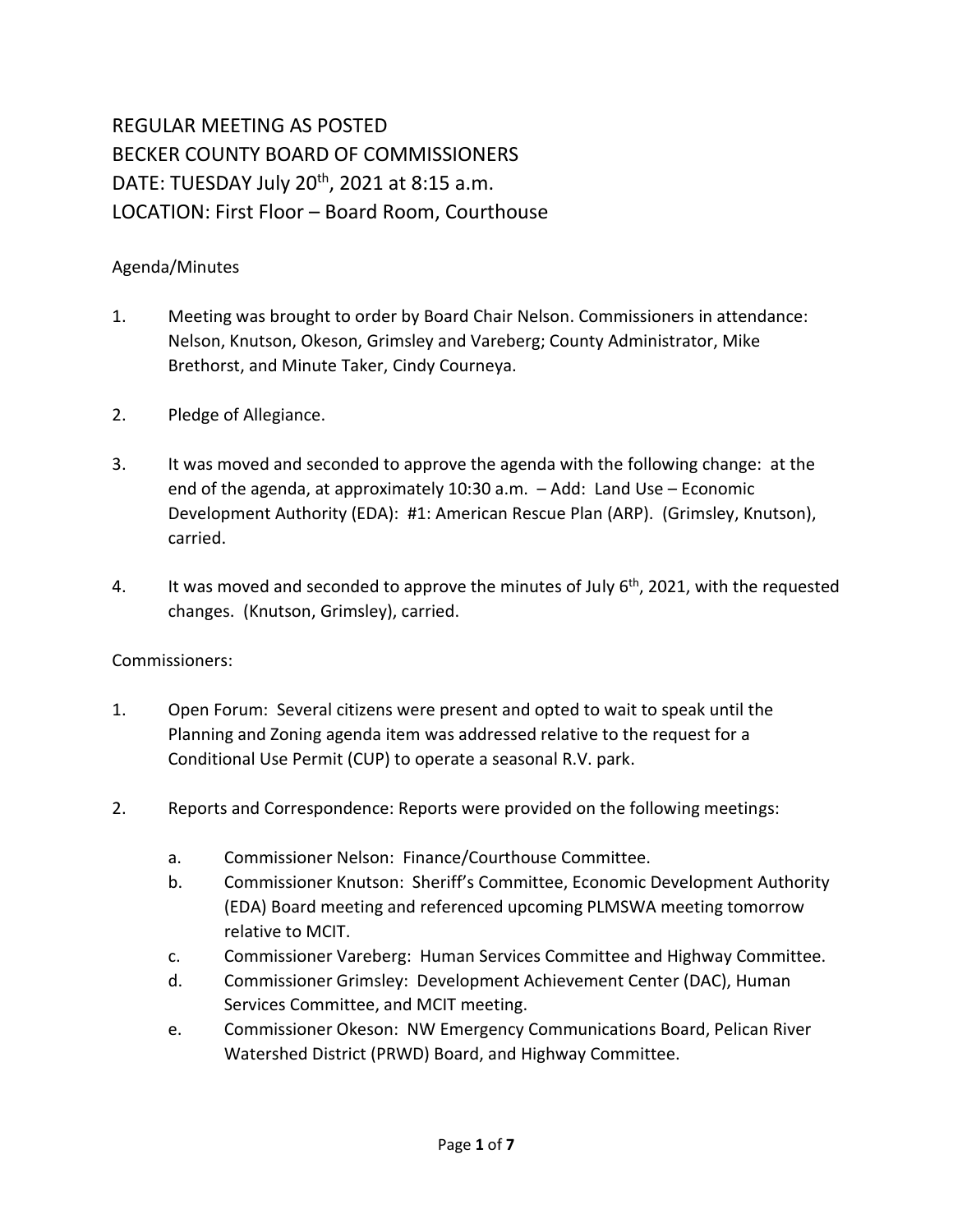# REGULAR MEETING AS POSTED
# BECKER COUNTY BOARD OF COMMISSIONERS
# DATE: TUESDAY July 20th, 2021 at 8:15 a.m.
# LOCATION: First Floor – Board Room, Courthouse

Agenda/Minutes

1. Meeting was brought to order by Board Chair Nelson. Commissioners in attendance: Nelson, Knutson, Okeson, Grimsley and Vareberg; County Administrator, Mike Brethorst, and Minute Taker, Cindy Courneya.

2. Pledge of Allegiance.

3. It was moved and seconded to approve the agenda with the following change: at the end of the agenda, at approximately 10:30 a.m. – Add: Land Use – Economic Development Authority (EDA): #1: American Rescue Plan (ARP). (Grimsley, Knutson), carried.

4. It was moved and seconded to approve the minutes of July 6th, 2021, with the requested changes. (Knutson, Grimsley), carried.

Commissioners:

1. Open Forum: Several citizens were present and opted to wait to speak until the Planning and Zoning agenda item was addressed relative to the request for a Conditional Use Permit (CUP) to operate a seasonal R.V. park.

2. Reports and Correspondence: Reports were provided on the following meetings:

   a. Commissioner Nelson: Finance/Courthouse Committee.
   b. Commissioner Knutson: Sheriff's Committee, Economic Development Authority (EDA) Board meeting and referenced upcoming PLMSWA meeting tomorrow relative to MCIT.
   c. Commissioner Vareberg: Human Services Committee and Highway Committee.
   d. Commissioner Grimsley: Development Achievement Center (DAC), Human Services Committee, and MCIT meeting.
   e. Commissioner Okeson: NW Emergency Communications Board, Pelican River Watershed District (PRWD) Board, and Highway Committee.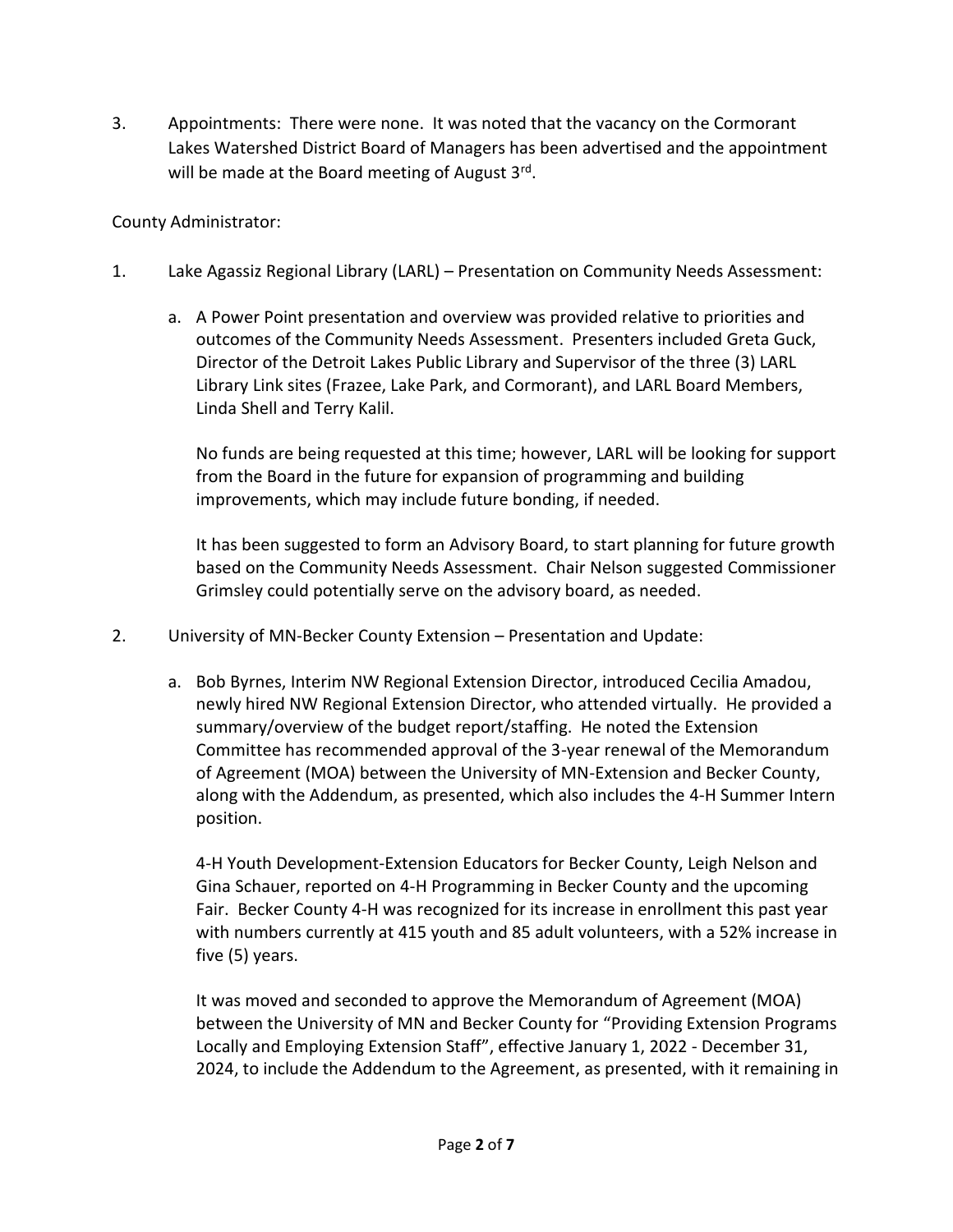3. Appointments: There were none. It was noted that the vacancy on the Cormorant Lakes Watershed District Board of Managers has been advertised and the appointment will be made at the Board meeting of August 3rd.

County Administrator:

1. Lake Agassiz Regional Library (LARL) – Presentation on Community Needs Assessment:

   a. A Power Point presentation and overview was provided relative to priorities and outcomes of the Community Needs Assessment. Presenters included Greta Guck, Director of the Detroit Lakes Public Library and Supervisor of the three (3) LARL Library Link sites (Frazee, Lake Park, and Cormorant), and LARL Board Members, Linda Shell and Terry Kalil.

      No funds are being requested at this time; however, LARL will be looking for support from the Board in the future for expansion of programming and building improvements, which may include future bonding, if needed.

      It has been suggested to form an Advisory Board, to start planning for future growth based on the Community Needs Assessment. Chair Nelson suggested Commissioner Grimsley could potentially serve on the advisory board, as needed.

2. University of MN-Becker County Extension – Presentation and Update:

   a. Bob Byrnes, Interim NW Regional Extension Director, introduced Cecilia Amadou, newly hired NW Regional Extension Director, who attended virtually. He provided a summary/overview of the budget report/staffing. He noted the Extension Committee has recommended approval of the 3-year renewal of the Memorandum of Agreement (MOA) between the University of MN-Extension and Becker County, along with the Addendum, as presented, which also includes the 4-H Summer Intern position.

      4-H Youth Development-Extension Educators for Becker County, Leigh Nelson and Gina Schauer, reported on 4-H Programming in Becker County and the upcoming Fair. Becker County 4-H was recognized for its increase in enrollment this past year with numbers currently at 415 youth and 85 adult volunteers, with a 52% increase in five (5) years.

      It was moved and seconded to approve the Memorandum of Agreement (MOA) between the University of MN and Becker County for "Providing Extension Programs Locally and Employing Extension Staff", effective January 1, 2022 - December 31, 2024, to include the Addendum to the Agreement, as presented, with it remaining in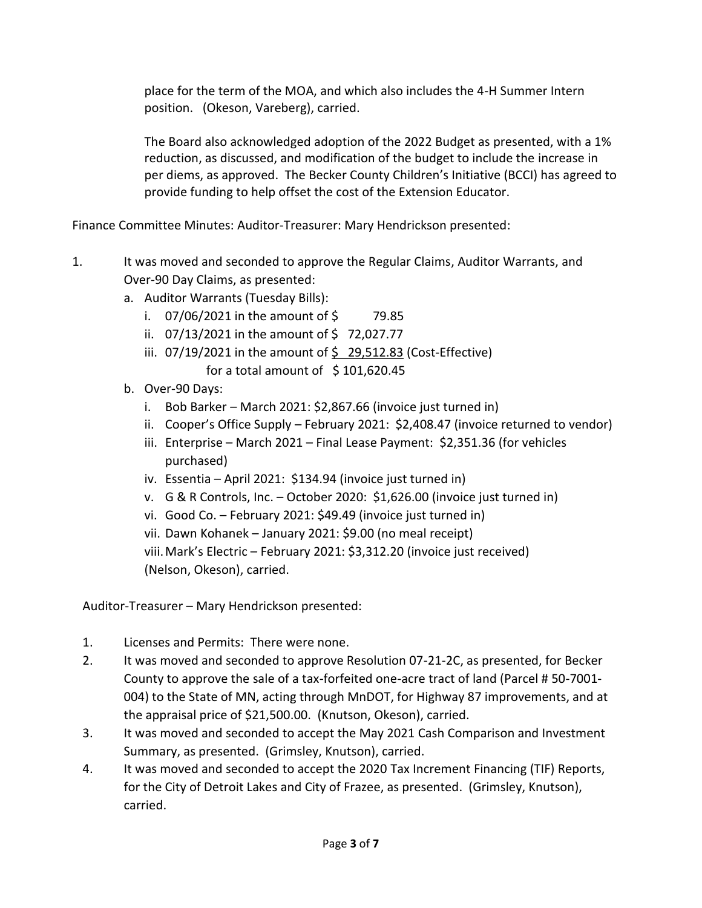place for the term of the MOA, and which also includes the 4-H Summer Intern position. (Okeson, Vareberg), carried.

The Board also acknowledged adoption of the 2022 Budget as presented, with a 1% reduction, as discussed, and modification of the budget to include the increase in per diems, as approved. The Becker County Children's Initiative (BCCI) has agreed to provide funding to help offset the cost of the Extension Educator.

Finance Committee Minutes: Auditor-Treasurer: Mary Hendrickson presented:

1. It was moved and seconded to approve the Regular Claims, Auditor Warrants, and Over-90 Day Claims, as presented:
   a. Auditor Warrants (Tuesday Bills):
      i. 07/06/2021 in the amount of $ 79.85
      ii. 07/13/2021 in the amount of $ 72,027.77
      iii. 07/19/2021 in the amount of $ 29,512.83 (Cost-Effective)
      for a total amount of $ 101,620.45
   b. Over-90 Days:
      i. Bob Barker – March 2021: $2,867.66 (invoice just turned in)
      ii. Cooper's Office Supply – February 2021: $2,408.47 (invoice returned to vendor)
      iii. Enterprise – March 2021 – Final Lease Payment: $2,351.36 (for vehicles purchased)
      iv. Essentia – April 2021: $134.94 (invoice just turned in)
      v. G & R Controls, Inc. – October 2020: $1,626.00 (invoice just turned in)
      vi. Good Co. – February 2021: $49.49 (invoice just turned in)
      vii. Dawn Kohanek – January 2021: $9.00 (no meal receipt)
      viii. Mark's Electric – February 2021: $3,312.20 (invoice just received)
      (Nelson, Okeson), carried.

Auditor-Treasurer – Mary Hendrickson presented:

1. Licenses and Permits: There were none.
2. It was moved and seconded to approve Resolution 07-21-2C, as presented, for Becker County to approve the sale of a tax-forfeited one-acre tract of land (Parcel # 50-7001-004) to the State of MN, acting through MnDOT, for Highway 87 improvements, and at the appraisal price of $21,500.00. (Knutson, Okeson), carried.
3. It was moved and seconded to accept the May 2021 Cash Comparison and Investment Summary, as presented. (Grimsley, Knutson), carried.
4. It was moved and seconded to accept the 2020 Tax Increment Financing (TIF) Reports, for the City of Detroit Lakes and City of Frazee, as presented. (Grimsley, Knutson), carried.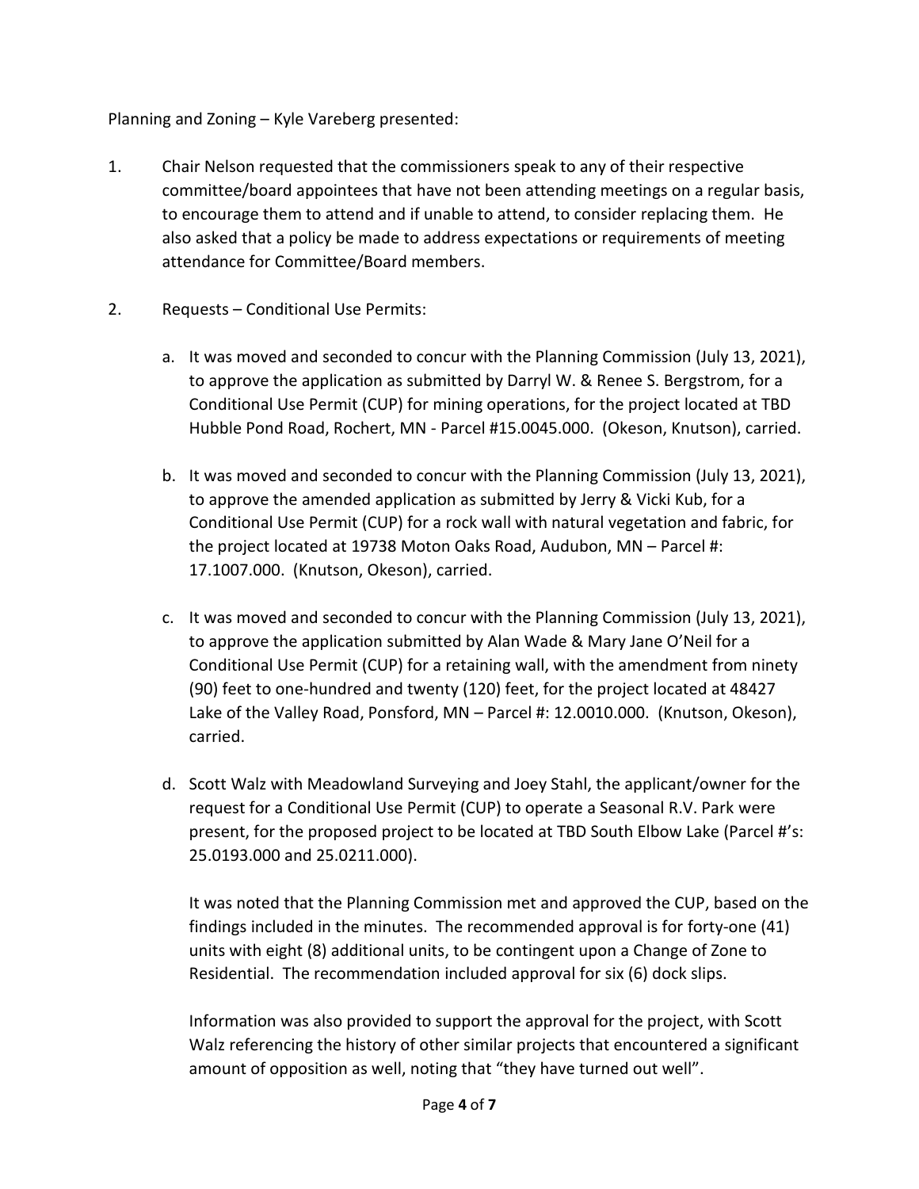Planning and Zoning – Kyle Vareberg presented:

1. Chair Nelson requested that the commissioners speak to any of their respective committee/board appointees that have not been attending meetings on a regular basis, to encourage them to attend and if unable to attend, to consider replacing them. He also asked that a policy be made to address expectations or requirements of meeting attendance for Committee/Board members.

2. Requests – Conditional Use Permits:

   a. It was moved and seconded to concur with the Planning Commission (July 13, 2021), to approve the application as submitted by Darryl W. & Renee S. Bergstrom, for a Conditional Use Permit (CUP) for mining operations, for the project located at TBD Hubble Pond Road, Rochert, MN - Parcel #15.0045.000. (Okeson, Knutson), carried.

   b. It was moved and seconded to concur with the Planning Commission (July 13, 2021), to approve the amended application as submitted by Jerry & Vicki Kub, for a Conditional Use Permit (CUP) for a rock wall with natural vegetation and fabric, for the project located at 19738 Moton Oaks Road, Audubon, MN – Parcel #: 17.1007.000. (Knutson, Okeson), carried.

   c. It was moved and seconded to concur with the Planning Commission (July 13, 2021), to approve the application submitted by Alan Wade & Mary Jane O'Neil for a Conditional Use Permit (CUP) for a retaining wall, with the amendment from ninety (90) feet to one-hundred and twenty (120) feet, for the project located at 48427 Lake of the Valley Road, Ponsford, MN – Parcel #: 12.0010.000. (Knutson, Okeson), carried.

   d. Scott Walz with Meadowland Surveying and Joey Stahl, the applicant/owner for the request for a Conditional Use Permit (CUP) to operate a Seasonal R.V. Park were present, for the proposed project to be located at TBD South Elbow Lake (Parcel #'s: 25.0193.000 and 25.0211.000).

      It was noted that the Planning Commission met and approved the CUP, based on the findings included in the minutes. The recommended approval is for forty-one (41) units with eight (8) additional units, to be contingent upon a Change of Zone to Residential. The recommendation included approval for six (6) dock slips.

      Information was also provided to support the approval for the project, with Scott Walz referencing the history of other similar projects that encountered a significant amount of opposition as well, noting that "they have turned out well".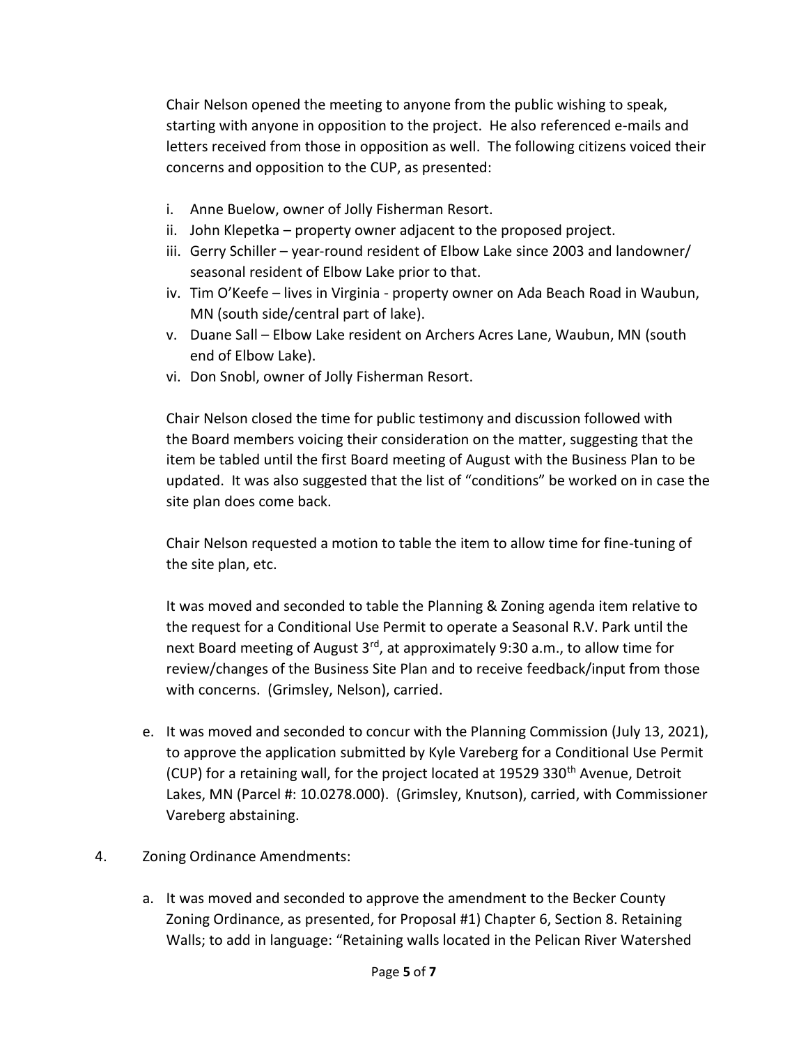Chair Nelson opened the meeting to anyone from the public wishing to speak, starting with anyone in opposition to the project. He also referenced e-mails and letters received from those in opposition as well. The following citizens voiced their concerns and opposition to the CUP, as presented:

i. Anne Buelow, owner of Jolly Fisherman Resort.
ii. John Klepetka – property owner adjacent to the proposed project.
iii. Gerry Schiller – year-round resident of Elbow Lake since 2003 and landowner/ seasonal resident of Elbow Lake prior to that.
iv. Tim O'Keefe – lives in Virginia - property owner on Ada Beach Road in Waubun, MN (south side/central part of lake).
v. Duane Sall – Elbow Lake resident on Archers Acres Lane, Waubun, MN (south end of Elbow Lake).
vi. Don Snobl, owner of Jolly Fisherman Resort.

Chair Nelson closed the time for public testimony and discussion followed with the Board members voicing their consideration on the matter, suggesting that the item be tabled until the first Board meeting of August with the Business Plan to be updated. It was also suggested that the list of "conditions" be worked on in case the site plan does come back.

Chair Nelson requested a motion to table the item to allow time for fine-tuning of the site plan, etc.

It was moved and seconded to table the Planning & Zoning agenda item relative to the request for a Conditional Use Permit to operate a Seasonal R.V. Park until the next Board meeting of August 3rd, at approximately 9:30 a.m., to allow time for review/changes of the Business Site Plan and to receive feedback/input from those with concerns. (Grimsley, Nelson), carried.

e. It was moved and seconded to concur with the Planning Commission (July 13, 2021), to approve the application submitted by Kyle Vareberg for a Conditional Use Permit (CUP) for a retaining wall, for the project located at 19529 330th Avenue, Detroit Lakes, MN (Parcel #: 10.0278.000). (Grimsley, Knutson), carried, with Commissioner Vareberg abstaining.

4. Zoning Ordinance Amendments:

a. It was moved and seconded to approve the amendment to the Becker County Zoning Ordinance, as presented, for Proposal #1) Chapter 6, Section 8. Retaining Walls; to add in language: "Retaining walls located in the Pelican River Watershed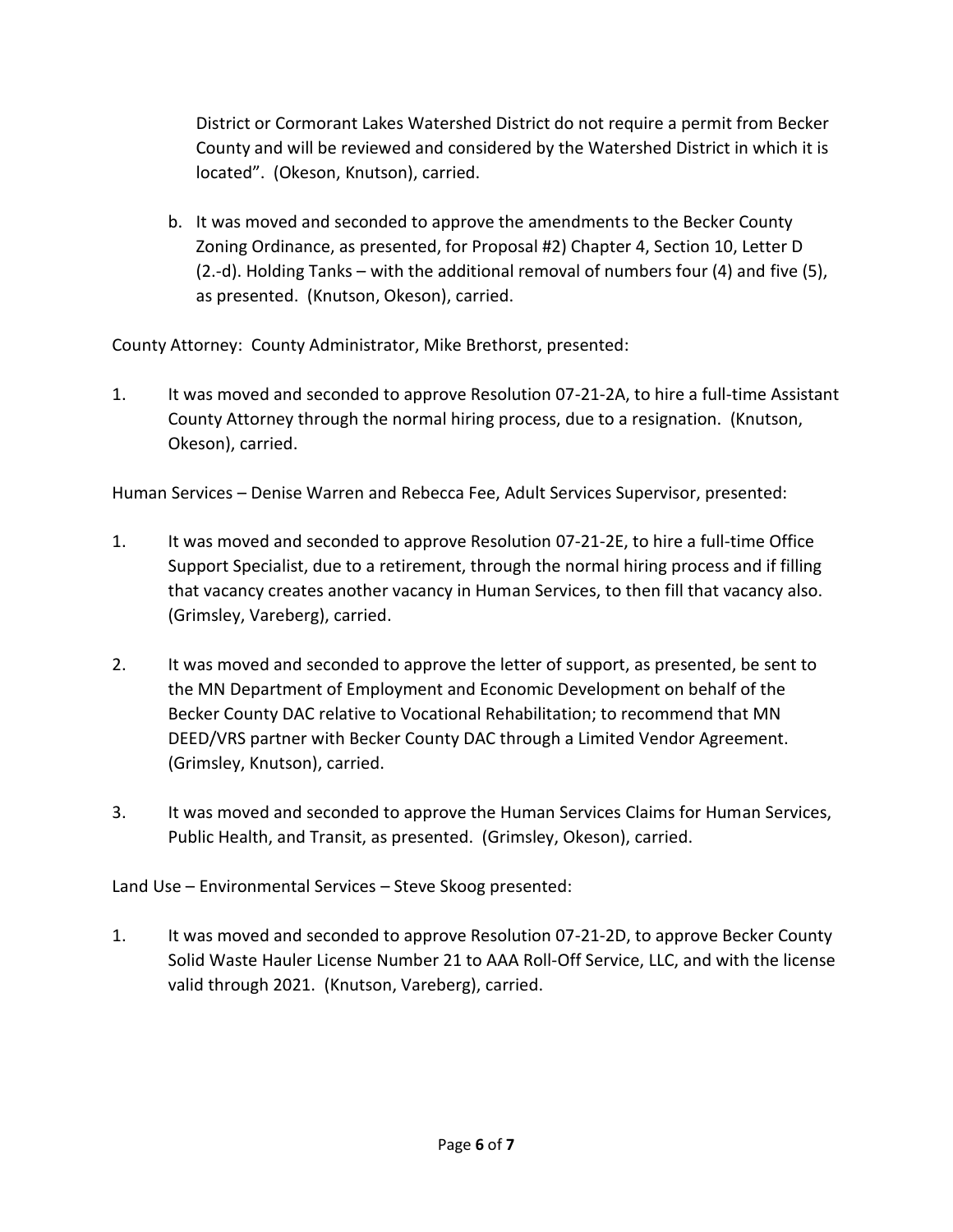District or Cormorant Lakes Watershed District do not require a permit from Becker County and will be reviewed and considered by the Watershed District in which it is located". (Okeson, Knutson), carried.

b. It was moved and seconded to approve the amendments to the Becker County Zoning Ordinance, as presented, for Proposal #2) Chapter 4, Section 10, Letter D (2.-d). Holding Tanks – with the additional removal of numbers four (4) and five (5), as presented. (Knutson, Okeson), carried.

County Attorney: County Administrator, Mike Brethorst, presented:

1. It was moved and seconded to approve Resolution 07-21-2A, to hire a full-time Assistant County Attorney through the normal hiring process, due to a resignation. (Knutson, Okeson), carried.

Human Services – Denise Warren and Rebecca Fee, Adult Services Supervisor, presented:

1. It was moved and seconded to approve Resolution 07-21-2E, to hire a full-time Office Support Specialist, due to a retirement, through the normal hiring process and if filling that vacancy creates another vacancy in Human Services, to then fill that vacancy also. (Grimsley, Vareberg), carried.

2. It was moved and seconded to approve the letter of support, as presented, be sent to the MN Department of Employment and Economic Development on behalf of the Becker County DAC relative to Vocational Rehabilitation; to recommend that MN DEED/VRS partner with Becker County DAC through a Limited Vendor Agreement. (Grimsley, Knutson), carried.

3. It was moved and seconded to approve the Human Services Claims for Human Services, Public Health, and Transit, as presented. (Grimsley, Okeson), carried.

Land Use – Environmental Services – Steve Skoog presented:

1. It was moved and seconded to approve Resolution 07-21-2D, to approve Becker County Solid Waste Hauler License Number 21 to AAA Roll-Off Service, LLC, and with the license valid through 2021. (Knutson, Vareberg), carried.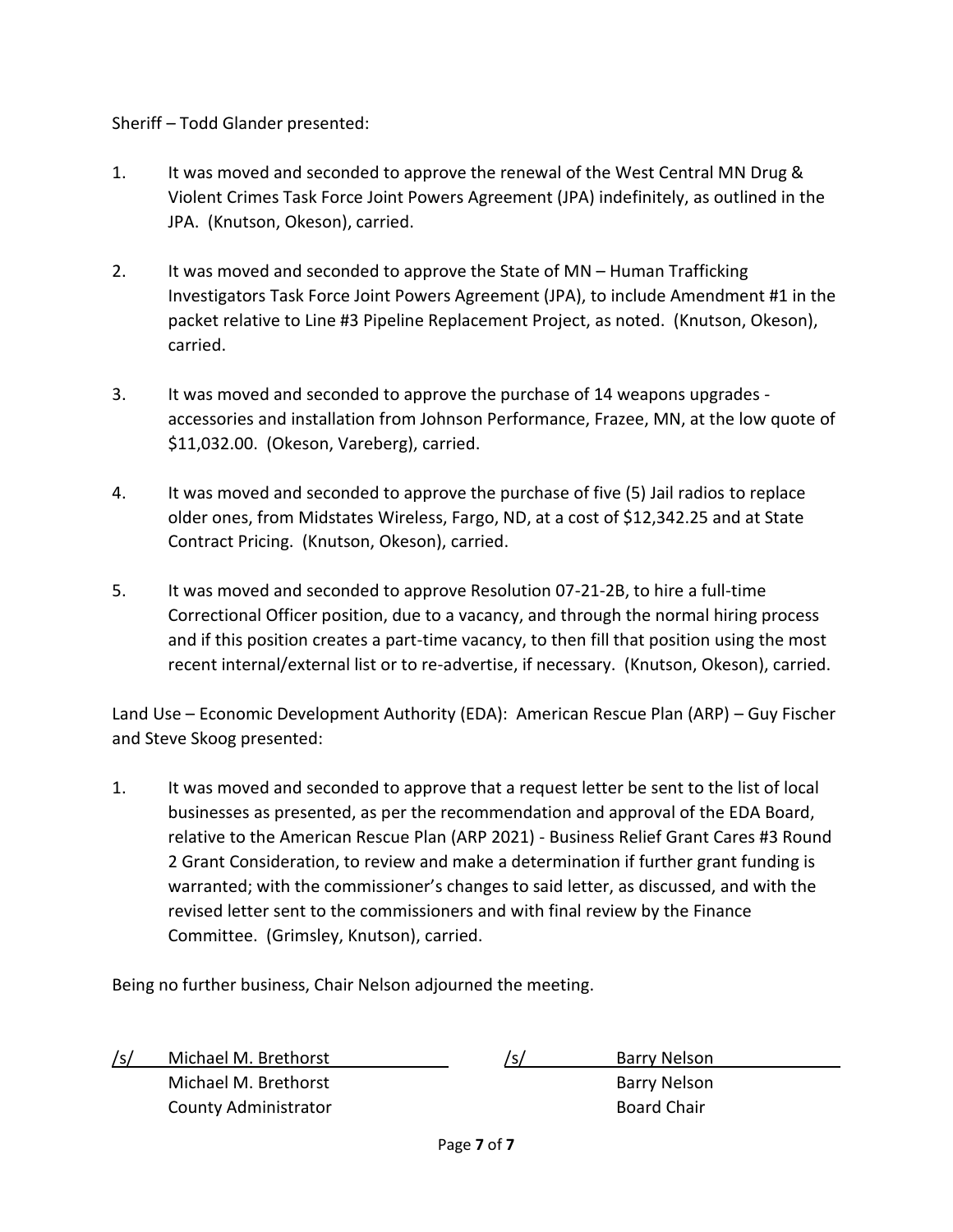Sheriff – Todd Glander presented:

1. It was moved and seconded to approve the renewal of the West Central MN Drug & Violent Crimes Task Force Joint Powers Agreement (JPA) indefinitely, as outlined in the JPA. (Knutson, Okeson), carried.

2. It was moved and seconded to approve the State of MN – Human Trafficking Investigators Task Force Joint Powers Agreement (JPA), to include Amendment #1 in the packet relative to Line #3 Pipeline Replacement Project, as noted. (Knutson, Okeson), carried.

3. It was moved and seconded to approve the purchase of 14 weapons upgrades - accessories and installation from Johnson Performance, Frazee, MN, at the low quote of $11,032.00. (Okeson, Vareberg), carried.

4. It was moved and seconded to approve the purchase of five (5) Jail radios to replace older ones, from Midstates Wireless, Fargo, ND, at a cost of $12,342.25 and at State Contract Pricing. (Knutson, Okeson), carried.

5. It was moved and seconded to approve Resolution 07-21-2B, to hire a full-time Correctional Officer position, due to a vacancy, and through the normal hiring process and if this position creates a part-time vacancy, to then fill that position using the most recent internal/external list or to re-advertise, if necessary. (Knutson, Okeson), carried.

Land Use – Economic Development Authority (EDA): American Rescue Plan (ARP) – Guy Fischer and Steve Skoog presented:

1. It was moved and seconded to approve that a request letter be sent to the list of local businesses as presented, as per the recommendation and approval of the EDA Board, relative to the American Rescue Plan (ARP 2021) - Business Relief Grant Cares #3 Round 2 Grant Consideration, to review and make a determination if further grant funding is warranted; with the commissioner's changes to said letter, as discussed, and with the revised letter sent to the commissioners and with final review by the Finance Committee. (Grimsley, Knutson), carried.

Being no further business, Chair Nelson adjourned the meeting.

| | |
|---|---|
| /s/ Michael M. Brethorst | /s/ Barry Nelson |
| Michael M. Brethorst | Barry Nelson |
| County Administrator | Board Chair |